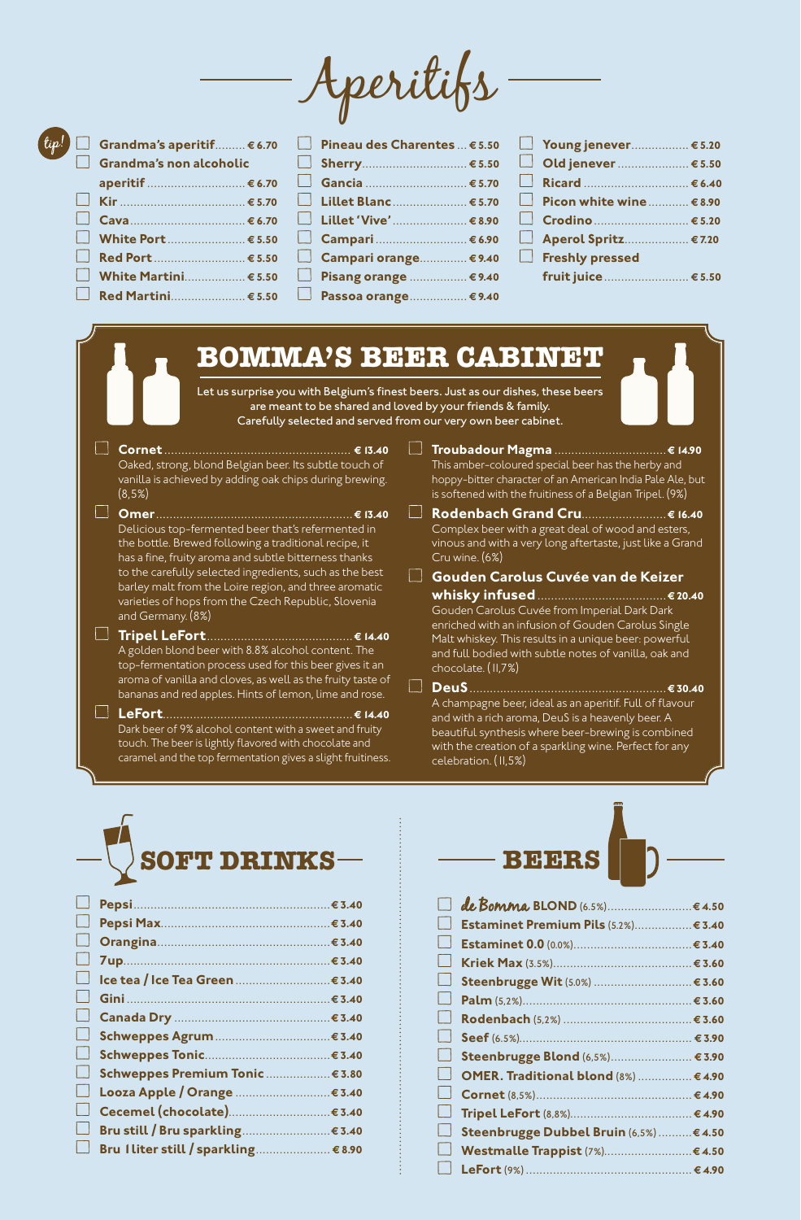# Aperitifs

tip!

- Grandma's aperitif ........ € 6.70
- Grandma's non alcoholic aperitif ........ € 6.70
- Kir ........ € 5.70
- Cava ........ € 6.70
- White Port ........ € 5.50
- Red Port ........ € 5.50
- White Martini ........ € 5.50
- Red Martini ........ € 5.50
- Pineau des Charentes ........ € 5.50
- Sherry ........ € 5.50
- Gancia ........ € 5.70
- Lillet Blanc ........ € 5.70
- Lillet 'Vive' ........ € 8.90
- Campari ........ € 6.90
- Campari orange ........ € 9.40
- Pisang orange ........ € 9.40
- Passoa orange ........ € 9.40
- Young jenever ........ € 5.20
- Old jenever ........ € 5.50
- Ricard ........ € 6.40
- Picon white wine ........ € 8.90
- Crodino ........ € 5.20
- Aperol Spritz ........ € 7.20
- Freshly pressed fruit juice ........ € 5.50

## BOMMA'S BEER CABINET

Let us surprise you with Belgium's finest beers. Just as our dishes, these beers are meant to be shared and loved by your friends & family. Carefully selected and served from our very own beer cabinet.

- **Cornet** ........ € 13.40
  Oaked, strong, blond Belgian beer. Its subtle touch of vanilla is achieved by adding oak chips during brewing. (8,5%)
- **Omer** ........ € 13.40
  Delicious top-fermented beer that's refermented in the bottle. Brewed following a traditional recipe, it has a fine, fruity aroma and subtle bitterness thanks to the carefully selected ingredients, such as the best barley malt from the Loire region, and three aromatic varieties of hops from the Czech Republic, Slovenia and Germany. (8%)
- **Tripel LeFort** ........ € 14.40
  A golden blond beer with 8.8% alcohol content. The top-fermentation process used for this beer gives it an aroma of vanilla and cloves, as well as the fruity taste of bananas and red apples. Hints of lemon, lime and rose.
- **LeFort** ........ € 14.40
  Dark beer of 9% alcohol content with a sweet and fruity touch. The beer is lightly flavored with chocolate and caramel and the top fermentation gives a slight fruitiness.
- **Troubadour Magma** ........ € 14.90
  This amber-coloured special beer has the herby and hoppy-bitter character of an American India Pale Ale, but is softened with the fruitiness of a Belgian Tripel. (9%)
- **Rodenbach Grand Cru** ........ € 16.40
  Complex beer with a great deal of wood and esters, vinous and with a very long aftertaste, just like a Grand Cru wine. (6%)
- **Gouden Carolus Cuvée van de Keizer whisky infused** ........ € 20.40
  Gouden Carolus Cuvée from Imperial Dark Dark enriched with an infusion of Gouden Carolus Single Malt whiskey. This results in a unique beer: powerful and full bodied with subtle notes of vanilla, oak and chocolate. (11,7%)
- **DeuS** ........ € 30.40
  A champagne beer, ideal as an aperitif. Full of flavour and with a rich aroma, DeuS is a heavenly beer. A beautiful synthesis where beer-brewing is combined with the creation of a sparkling wine. Perfect for any celebration. (11,5%)

## SOFT DRINKS

- Pepsi ........ € 3.40
- Pepsi Max ........ € 3.40
- Orangina ........ € 3.40
- 7up ........ € 3.40
- Ice tea / Ice Tea Green ........ € 3.40
- Gini ........ € 3.40
- Canada Dry ........ € 3.40
- Schweppes Agrum ........ € 3.40
- Schweppes Tonic ........ € 3.40
- Schweppes Premium Tonic ........ € 3.80
- Looza Apple / Orange ........ € 3.40
- Cecemel (chocolate) ........ € 3.40
- Bru still / Bru sparkling ........ € 3.40
- Bru 1 liter still / sparkling ........ € 8.90

## BEERS

- de Bomma BLOND (6.5%) ........ € 4.50
- Estaminet Premium Pils (5.2%) ........ € 3.40
- Estaminet 0.0 (0.0%) ........ € 3.40
- Kriek Max (3.5%) ........ € 3.60
- Steenbrugge Wit (5.0%) ........ € 3.60
- Palm (5,2%) ........ € 3.60
- Rodenbach (5,2%) ........ € 3.60
- Seef (6.5%) ........ € 3.90
- Steenbrugge Blond (6,5%) ........ € 3.90
- OMER. Traditional blond (8%) ........ € 4.90
- Cornet (8,5%) ........ € 4.90
- Tripel LeFort (8,8%) ........ € 4.90
- Steenbrugge Dubbel Bruin (6,5%) ........ € 4.50
- Westmalle Trappist (7%) ........ € 4.50
- LeFort (9%) ........ € 4.90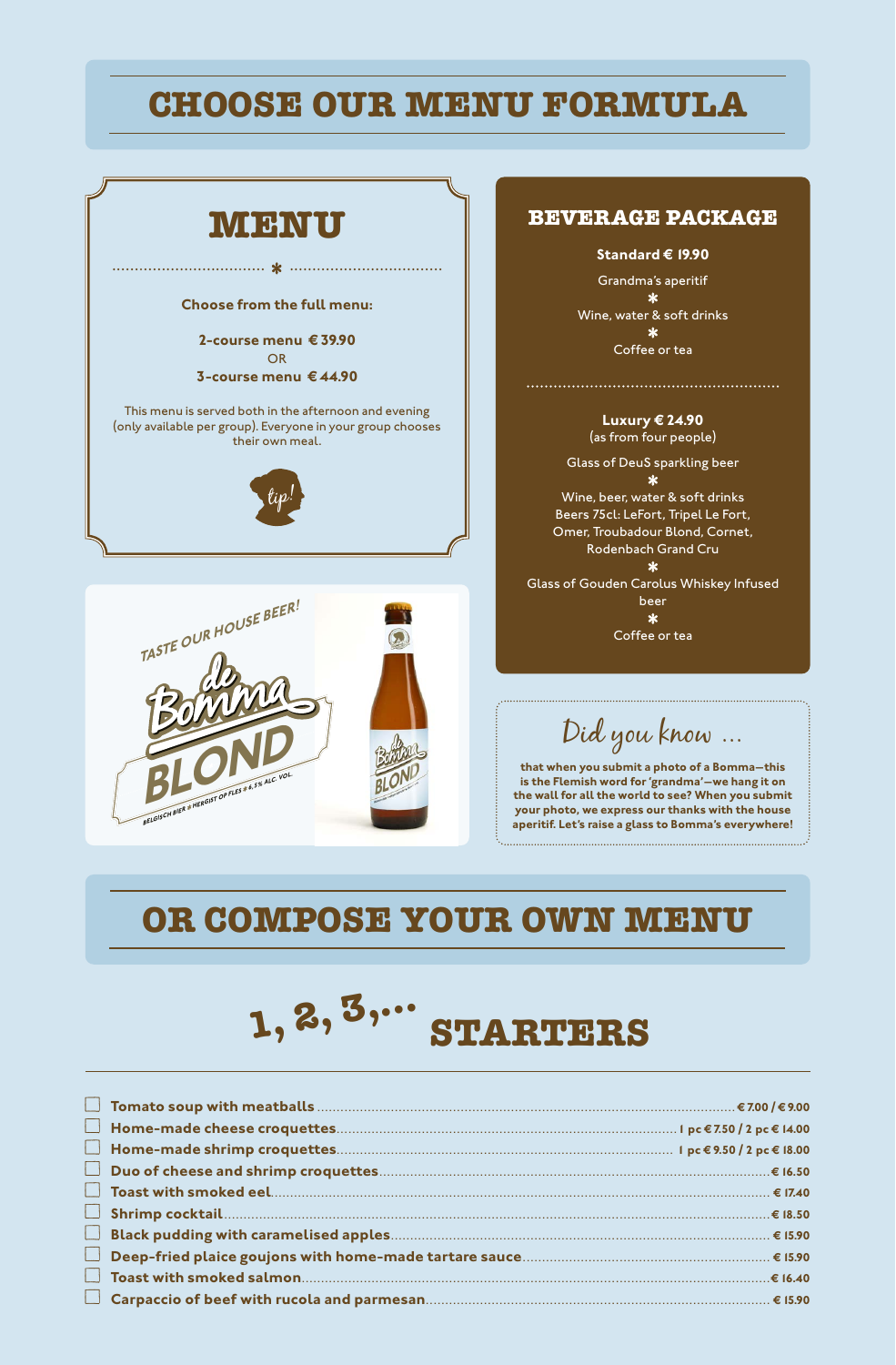# CHOOSE OUR MENU FORMULA

## MENU

Choose from the full menu:

**2-course menu € 39.90**
OR
**3-course menu € 44.90**

This menu is served both in the afternoon and evening (only available per group). Everyone in your group chooses their own meal.

tip!

## BEVERAGE PACKAGE

**Standard € 19.90**

Grandma's aperitif
*
Wine, water & soft drinks
*
Coffee or tea

**Luxury € 24.90**
(as from four people)

Glass of DeuS sparkling beer
*
Wine, beer, water & soft drinks
Beers 75cl: LeFort, Tripel Le Fort, Omer, Troubadour Blond, Cornet, Rodenbach Grand Cru
*
Glass of Gouden Carolus Whiskey Infused beer
*
Coffee or tea

TASTE OUR HOUSE BEER!

de Bomma BLOND

BELGISCH BIER • HERGIST OP FLES • 6,5% ALC. VOL.

### Did you know ...

**that when you submit a photo of a Bomma—this is the Flemish word for 'grandma'—we hang it on the wall for all the world to see? When you submit your photo, we express our thanks with the house aperitif. Let's raise a glass to Bomma's everywhere!**

# OR COMPOSE YOUR OWN MENU

## 1, 2, 3,... STARTERS

- ☐ **Tomato soup with meatballs** ........ € 7.00 / € 9.00
- ☐ **Home-made cheese croquettes** ........ 1 pc € 7.50 / 2 pc € 14.00
- ☐ **Home-made shrimp croquettes** ........ 1 pc € 9.50 / 2 pc € 18.00
- ☐ **Duo of cheese and shrimp croquettes** ........ € 16.50
- ☐ **Toast with smoked eel** ........ € 17.40
- ☐ **Shrimp cocktail** ........ € 18.50
- ☐ **Black pudding with caramelised apples** ........ € 15.90
- ☐ **Deep-fried plaice goujons with home-made tartare sauce** ........ € 15.90
- ☐ **Toast with smoked salmon** ........ € 16.40
- ☐ **Carpaccio of beef with rucola and parmesan** ........ € 15.90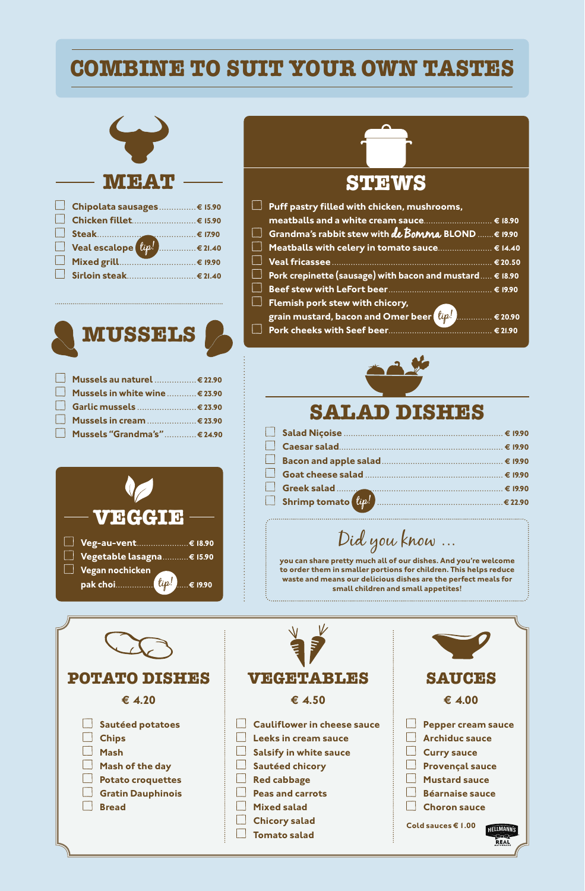# COMBINE TO SUIT YOUR OWN TASTES

## MEAT

- Chipolata sausages € 15.90
- Chicken fillet € 15.90
- Steak € 17.90
- Veal escalope *tip!* € 21.40
- Mixed grill € 19.90
- Sirloin steak € 21.40

## MUSSELS

- Mussels au naturel € 22.90
- Mussels in white wine € 23.90
- Garlic mussels € 23.90
- Mussels in cream € 23.90
- Mussels "Grandma's" € 24.90

## VEGGIE

- Veg-au-vent € 18.90
- Vegetable lasagna € 15.90
- Vegan nochicken pak choi *tip!* € 19.90

## STEWS

- Puff pastry filled with chicken, mushrooms, meatballs and a white cream sauce € 18.90
- Grandma's rabbit stew with de Bomma BLOND € 19.90
- Meatballs with celery in tomato sauce € 14.40
- Veal fricassee € 20.50
- Pork crepinette (sausage) with bacon and mustard € 18.90
- Beef stew with LeFort beer € 19.90
- Flemish pork stew with chicory, grain mustard, bacon and Omer beer *tip!* € 20.90
- Pork cheeks with Seef beer € 21.90

## SALAD DISHES

- Salad Niçoise € 19.90
- Caesar salad € 19.90
- Bacon and apple salad € 19.90
- Goat cheese salad € 19.90
- Greek salad € 19.90
- Shrimp tomato *tip!* € 22.90

### Did you know ...

**you can share pretty much all of our dishes. And you're welcome to order them in smaller portions for children. This helps reduce waste and means our delicious dishes are the perfect meals for small children and small appetites!**

## POTATO DISHES

**€ 4.20**

- Sautéed potatoes
- Chips
- Mash
- Mash of the day
- Potato croquettes
- Gratin Dauphinois
- Bread

## VEGETABLES

**€ 4.50**

- Cauliflower in cheese sauce
- Leeks in cream sauce
- Salsify in white sauce
- Sautéed chicory
- Red cabbage
- Peas and carrots
- Mixed salad
- Chicory salad
- Tomato salad

## SAUCES

**€ 4.00**

- Pepper cream sauce
- Archiduc sauce
- Curry sauce
- Provençal sauce
- Mustard sauce
- Béarnaise sauce
- Choron sauce

Cold sauces € 1.00

HELLMANN'S REAL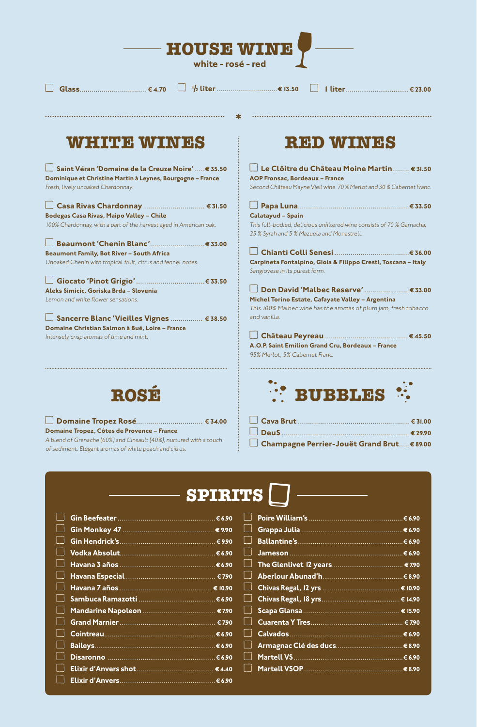# HOUSE WINE

white - rosé - red

- Glass € 4.70
- ½ liter € 13.50
- 1 liter € 23.00

*

## WHITE WINES

**Saint Véran 'Domaine de la Creuze Noire'** € 35.50
**Dominique et Christine Martin à Leynes, Bourgogne – France**
*Fresh, lively unoaked Chardonnay.*

**Casa Rivas Chardonnay** € 31.50
**Bodegas Casa Rivas, Maipo Valley – Chile**
*100% Chardonnay, with a part of the harvest aged in American oak.*

**Beaumont 'Chenin Blanc'** € 33.00
**Beaumont Family, Bot River – South Africa**
*Unoaked Chenin with tropical fruit, citrus and fennel notes.*

**Giocato 'Pinot Grigio'** € 33.50
**Aleks Simicic, Goriska Brda – Slovenia**
*Lemon and white flower sensations.*

**Sancerre Blanc 'Vieilles Vignes** € 38.50
**Domaine Christian Salmon à Bué, Loire – France**
*Intensely crisp aromas of lime and mint.*

## ROSÉ

**Domaine Tropez Rosé** € 34.00
**Domaine Tropez, Côtes de Provence – France**
*A blend of Grenache (60%) and Cinsault (40%), nurtured with a touch of sediment. Elegant aromas of white peach and citrus.*

## RED WINES

**Le Clôitre du Château Moine Martin** € 31.50
**AOP Fronsac, Bordeaux – France**
*Second Château Mayne Vieil wine. 70 % Merlot and 30 % Cabernet Franc.*

**Papa Luna** € 33.50
**Calatayud – Spain**
*This full-bodied, delicious unfiltered wine consists of 70 % Garnacha, 25 % Syrah and 5 % Mazuela and Monastrell.*

**Chianti Colli Senesi** € 36.00
**Carpineta Fontalpino, Gioia & Filippo Cresti, Toscana – Italy**
*Sangiovese in its purest form.*

**Don David 'Malbec Reserve'** € 33.00
**Michel Torino Estate, Cafayate Valley – Argentina**
*This 100% Malbec wine has the aromas of plum jam, fresh tobacco and vanilla.*

**Château Peyreau** € 45.50
**A.O.P. Saint Emilion Grand Cru, Bordeaux – France**
*95% Merlot, 5% Cabernet Franc.*

## BUBBLES

- **Cava Brut** € 31.00
- **DeuS** € 29.90
- **Champagne Perrier-Jouët Grand Brut** € 89.00

## SPIRITS

- Gin Beefeater € 6.90
- Gin Monkey 47 € 9.90
- Gin Hendrick's € 9.90
- Vodka Absolut € 6.90
- Havana 3 años € 6.90
- Havana Especial € 7.90
- Havana 7 años € 10.90
- Sambuca Ramazotti € 6.90
- Mandarine Napoleon € 7.90
- Grand Marnier € 7.90
- Cointreau € 6.90
- Baileys € 6.90
- Disaronno € 6.90
- Elixir d'Anvers shot € 4.40
- Elixir d'Anvers € 6.90
- Poire William's € 6.90
- Grappa Julia € 6.90
- Ballantine's € 6.90
- Jameson € 6.90
- The Glenlivet 12 years € 7.90
- Aberlour Abunad'h € 8.90
- Chivas Regal, 12 yrs € 10.90
- Chivas Regal, 18 yrs € 14.90
- Scapa Glansa € 15.90
- Cuarenta Y Tres € 7.90
- Calvados € 6.90
- Armagnac Clé des ducs € 8.90
- Martell VS € 6.90
- Martell VSOP € 8.90